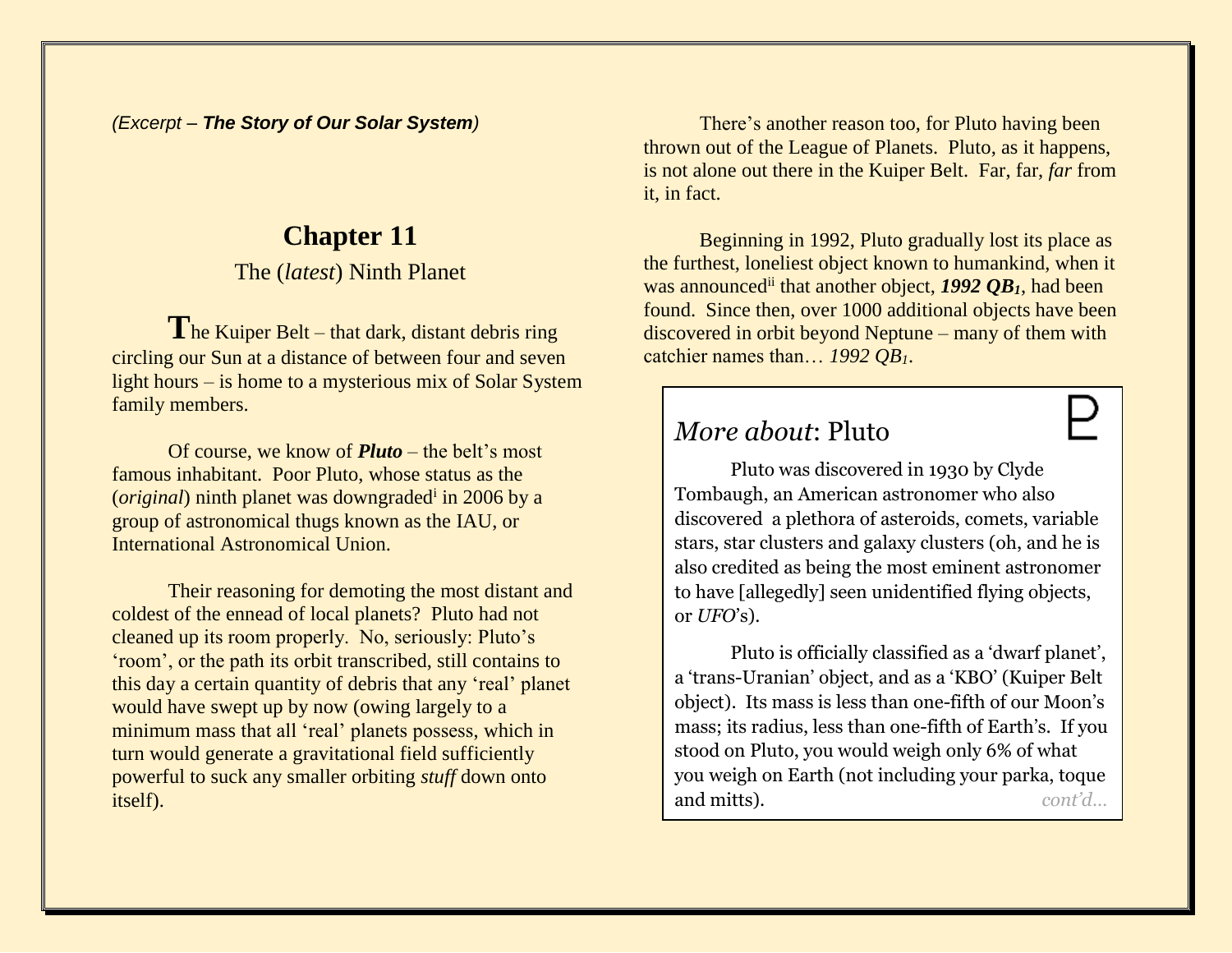*(Excerpt – **The Story of Our Solar System**)*

# Chapter 11

## The (*latest*) Ninth Planet

**T**he Kuiper Belt – that dark, distant debris ring circling our Sun at a distance of between four and seven light hours – is home to a mysterious mix of Solar System family members.

Of course, we know of ***Pluto*** – the belt's most famous inhabitant. Poor Pluto, whose status as the (*original*) ninth planet was downgraded[i] in 2006 by a group of astronomical thugs known as the IAU, or International Astronomical Union.

Their reasoning for demoting the most distant and coldest of the ennead of local planets? Pluto had not cleaned up its room properly. No, seriously: Pluto's 'room', or the path its orbit transcribed, still contains to this day a certain quantity of debris that any 'real' planet would have swept up by now (owing largely to a minimum mass that all 'real' planets possess, which in turn would generate a gravitational field sufficiently powerful to suck any smaller orbiting *stuff* down onto itself).

There's another reason too, for Pluto having been thrown out of the League of Planets. Pluto, as it happens, is not alone out there in the Kuiper Belt. Far, far, *far* from it, in fact.

Beginning in 1992, Pluto gradually lost its place as the furthest, loneliest object known to humankind, when it was announced[ii] that another object, ***1992 QB$_1$***, had been found. Since then, over 1000 additional objects have been discovered in orbit beyond Neptune – many of them with catchier names than… *1992 QB$_1$*.

### *More about*: Pluto ♇

Pluto was discovered in 1930 by Clyde Tombaugh, an American astronomer who also discovered a plethora of asteroids, comets, variable stars, star clusters and galaxy clusters (oh, and he is also credited as being the most eminent astronomer to have [allegedly] seen unidentified flying objects, or *UFO*'s).

Pluto is officially classified as a 'dwarf planet', a 'trans-Uranian' object, and as a 'KBO' (Kuiper Belt object). Its mass is less than one-fifth of our Moon's mass; its radius, less than one-fifth of Earth's. If you stood on Pluto, you would weigh only 6% of what you weigh on Earth (not including your parka, toque and mitts). *cont'd…*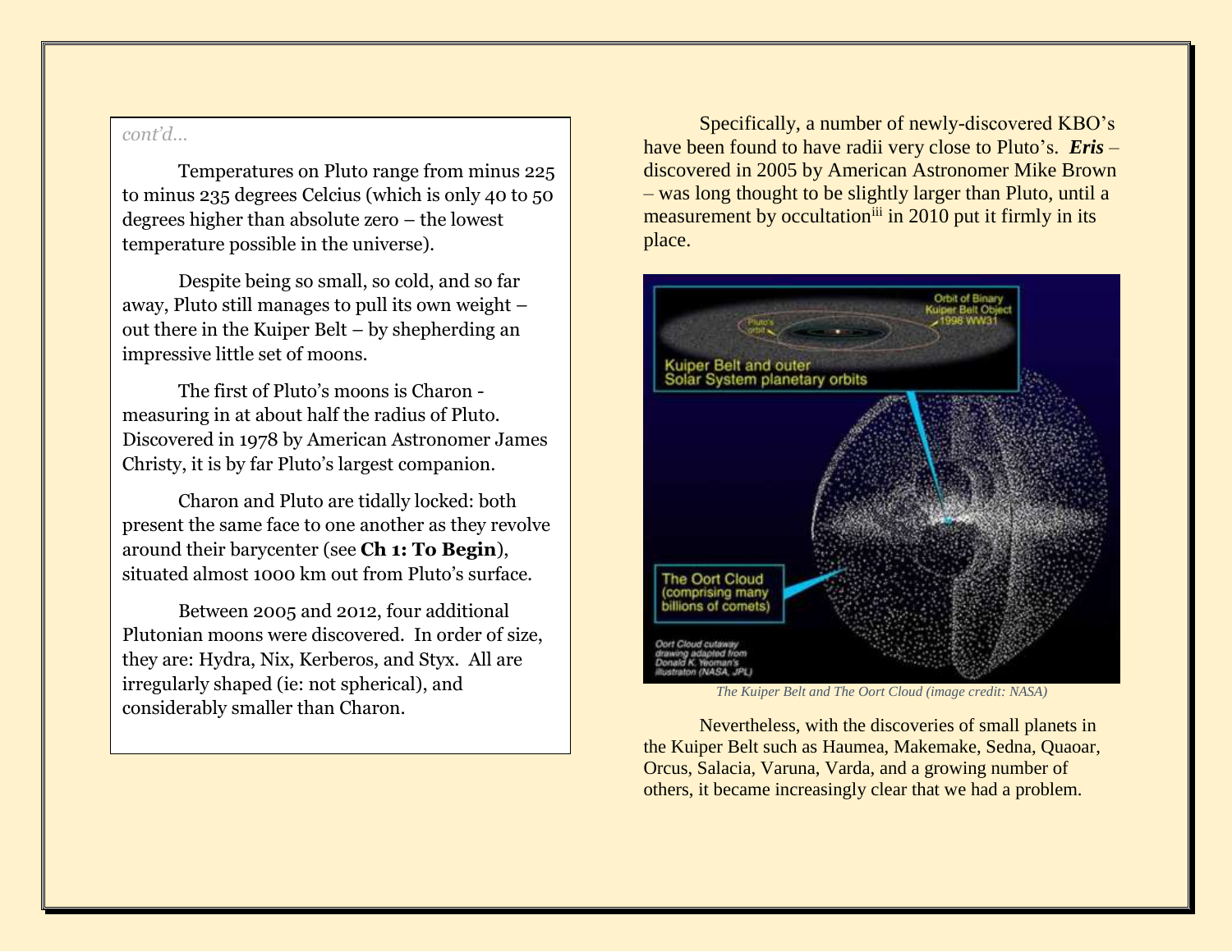*cont'd…*

Temperatures on Pluto range from minus 225 to minus 235 degrees Celcius (which is only 40 to 50 degrees higher than absolute zero – the lowest temperature possible in the universe).

Despite being so small, so cold, and so far away, Pluto still manages to pull its own weight – out there in the Kuiper Belt – by shepherding an impressive little set of moons.

The first of Pluto's moons is Charon - measuring in at about half the radius of Pluto. Discovered in 1978 by American Astronomer James Christy, it is by far Pluto's largest companion.

Charon and Pluto are tidally locked: both present the same face to one another as they revolve around their barycenter (see **Ch 1: To Begin**), situated almost 1000 km out from Pluto's surface.

Between 2005 and 2012, four additional Plutonian moons were discovered. In order of size, they are: Hydra, Nix, Kerberos, and Styx. All are irregularly shaped (ie: not spherical), and considerably smaller than Charon.

Specifically, a number of newly-discovered KBO's have been found to have radii very close to Pluto's. ***Eris*** – discovered in 2005 by American Astronomer Mike Brown – was long thought to be slightly larger than Pluto, until a measurement by occultation[iii] in 2010 put it firmly in its place.

*The Kuiper Belt and The Oort Cloud (image credit: NASA)*

Nevertheless, with the discoveries of small planets in the Kuiper Belt such as Haumea, Makemake, Sedna, Quaoar, Orcus, Salacia, Varuna, Varda, and a growing number of others, it became increasingly clear that we had a problem.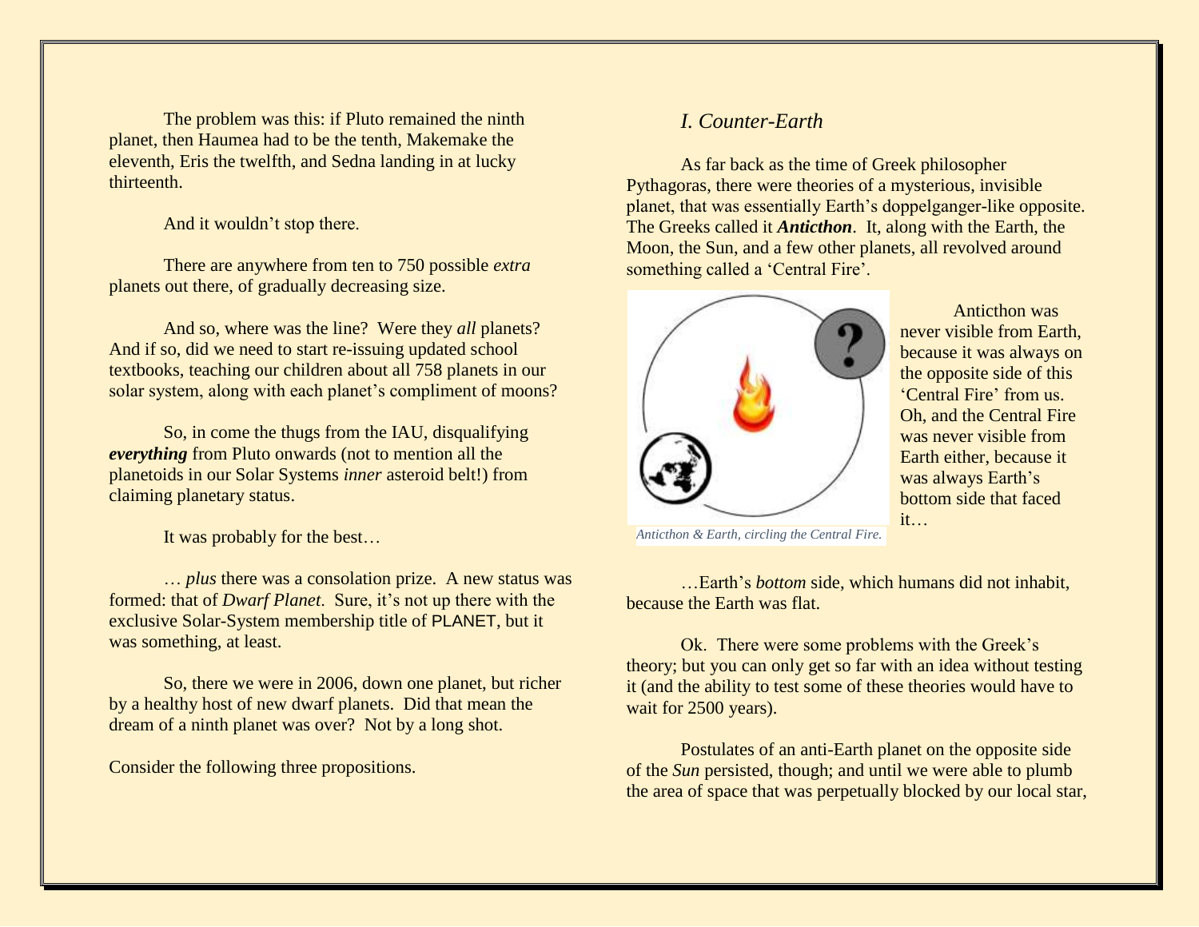The problem was this: if Pluto remained the ninth planet, then Haumea had to be the tenth, Makemake the eleventh, Eris the twelfth, and Sedna landing in at lucky thirteenth.

And it wouldn't stop there.

There are anywhere from ten to 750 possible *extra* planets out there, of gradually decreasing size.

And so, where was the line? Were they *all* planets? And if so, did we need to start re-issuing updated school textbooks, teaching our children about all 758 planets in our solar system, along with each planet's compliment of moons?

So, in come the thugs from the IAU, disqualifying ***everything*** from Pluto onwards (not to mention all the planetoids in our Solar Systems *inner* asteroid belt!) from claiming planetary status.

It was probably for the best…

… *plus* there was a consolation prize. A new status was formed: that of *Dwarf Planet*. Sure, it's not up there with the exclusive Solar-System membership title of PLANET, but it was something, at least.

So, there we were in 2006, down one planet, but richer by a healthy host of new dwarf planets. Did that mean the dream of a ninth planet was over? Not by a long shot.

Consider the following three propositions.

## *I. Counter-Earth*

As far back as the time of Greek philosopher Pythagoras, there were theories of a mysterious, invisible planet, that was essentially Earth's doppelganger-like opposite. The Greeks called it ***Anticthon***. It, along with the Earth, the Moon, the Sun, and a few other planets, all revolved around something called a 'Central Fire'.

*Anticthon & Earth, circling the Central Fire.*

Anticthon was never visible from Earth, because it was always on the opposite side of this 'Central Fire' from us. Oh, and the Central Fire was never visible from Earth either, because it was always Earth's bottom side that faced it…

…Earth's *bottom* side, which humans did not inhabit, because the Earth was flat.

Ok. There were some problems with the Greek's theory; but you can only get so far with an idea without testing it (and the ability to test some of these theories would have to wait for 2500 years).

Postulates of an anti-Earth planet on the opposite side of the *Sun* persisted, though; and until we were able to plumb the area of space that was perpetually blocked by our local star,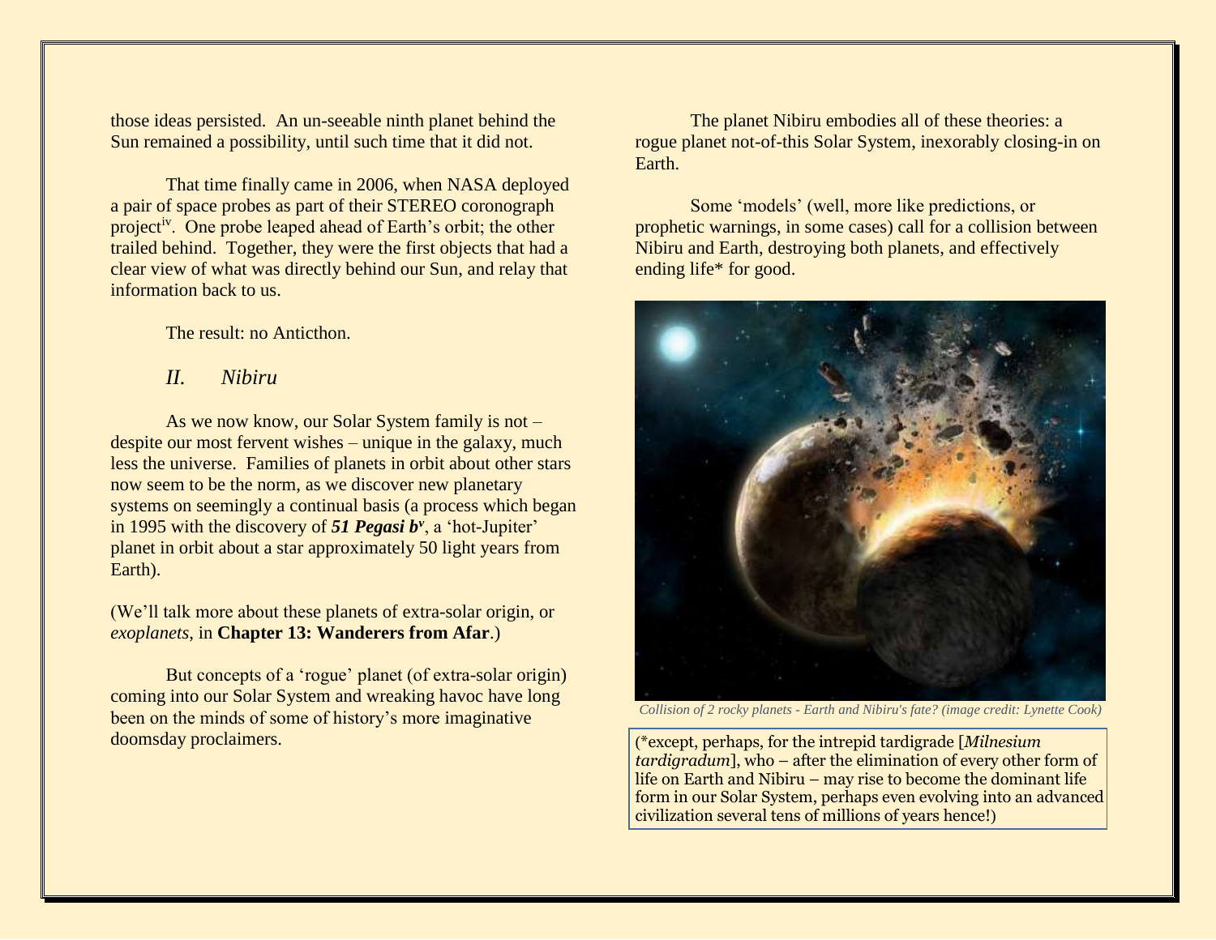those ideas persisted. An un-seeable ninth planet behind the Sun remained a possibility, until such time that it did not.

That time finally came in 2006, when NASA deployed a pair of space probes as part of their STEREO coronograph project[iv]. One probe leaped ahead of Earth's orbit; the other trailed behind. Together, they were the first objects that had a clear view of what was directly behind our Sun, and relay that information back to us.

The result: no Anticthon.

## *II. Nibiru*

As we now know, our Solar System family is not – despite our most fervent wishes – unique in the galaxy, much less the universe. Families of planets in orbit about other stars now seem to be the norm, as we discover new planetary systems on seemingly a continual basis (a process which began in 1995 with the discovery of ***51 Pegasi b***[v], a 'hot-Jupiter' planet in orbit about a star approximately 50 light years from Earth).

(We'll talk more about these planets of extra-solar origin, or *exoplanets*, in **Chapter 13: Wanderers from Afar**.)

But concepts of a 'rogue' planet (of extra-solar origin) coming into our Solar System and wreaking havoc have long been on the minds of some of history's more imaginative doomsday proclaimers.

The planet Nibiru embodies all of these theories: a rogue planet not-of-this Solar System, inexorably closing-in on Earth.

Some 'models' (well, more like predictions, or prophetic warnings, in some cases) call for a collision between Nibiru and Earth, destroying both planets, and effectively ending life* for good.

*Collision of 2 rocky planets - Earth and Nibiru's fate? (image credit: Lynette Cook)*

(*except, perhaps, for the intrepid tardigrade [*Milnesium tardigradum*], who – after the elimination of every other form of life on Earth and Nibiru – may rise to become the dominant life form in our Solar System, perhaps even evolving into an advanced civilization several tens of millions of years hence!)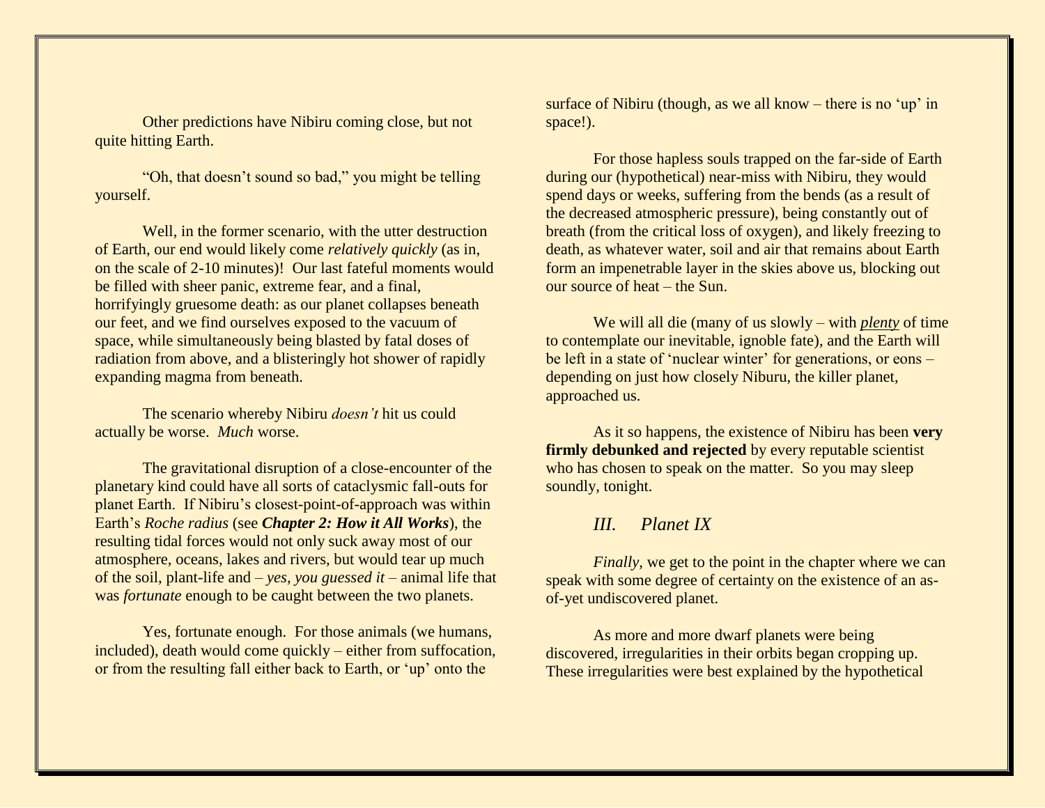Other predictions have Nibiru coming close, but not quite hitting Earth.

"Oh, that doesn't sound so bad," you might be telling yourself.

Well, in the former scenario, with the utter destruction of Earth, our end would likely come *relatively quickly* (as in, on the scale of 2-10 minutes)! Our last fateful moments would be filled with sheer panic, extreme fear, and a final, horrifyingly gruesome death: as our planet collapses beneath our feet, and we find ourselves exposed to the vacuum of space, while simultaneously being blasted by fatal doses of radiation from above, and a blisteringly hot shower of rapidly expanding magma from beneath.

The scenario whereby Nibiru *doesn't* hit us could actually be worse. *Much* worse.

The gravitational disruption of a close-encounter of the planetary kind could have all sorts of cataclysmic fall-outs for planet Earth. If Nibiru's closest-point-of-approach was within Earth's *Roche radius* (see ***Chapter 2: How it All Works***), the resulting tidal forces would not only suck away most of our atmosphere, oceans, lakes and rivers, but would tear up much of the soil, plant-life and – *yes, you guessed it* – animal life that was *fortunate* enough to be caught between the two planets.

Yes, fortunate enough. For those animals (we humans, included), death would come quickly – either from suffocation, or from the resulting fall either back to Earth, or 'up' onto the surface of Nibiru (though, as we all know – there is no 'up' in space!).

For those hapless souls trapped on the far-side of Earth during our (hypothetical) near-miss with Nibiru, they would spend days or weeks, suffering from the bends (as a result of the decreased atmospheric pressure), being constantly out of breath (from the critical loss of oxygen), and likely freezing to death, as whatever water, soil and air that remains about Earth form an impenetrable layer in the skies above us, blocking out our source of heat – the Sun.

We will all die (many of us slowly – with ***plenty*** of time to contemplate our inevitable, ignoble fate), and the Earth will be left in a state of 'nuclear winter' for generations, or eons – depending on just how closely Niburu, the killer planet, approached us.

As it so happens, the existence of Nibiru has been **very firmly debunked and rejected** by every reputable scientist who has chosen to speak on the matter. So you may sleep soundly, tonight.

## *III. Planet IX*

*Finally*, we get to the point in the chapter where we can speak with some degree of certainty on the existence of an as-of-yet undiscovered planet.

As more and more dwarf planets were being discovered, irregularities in their orbits began cropping up. These irregularities were best explained by the hypothetical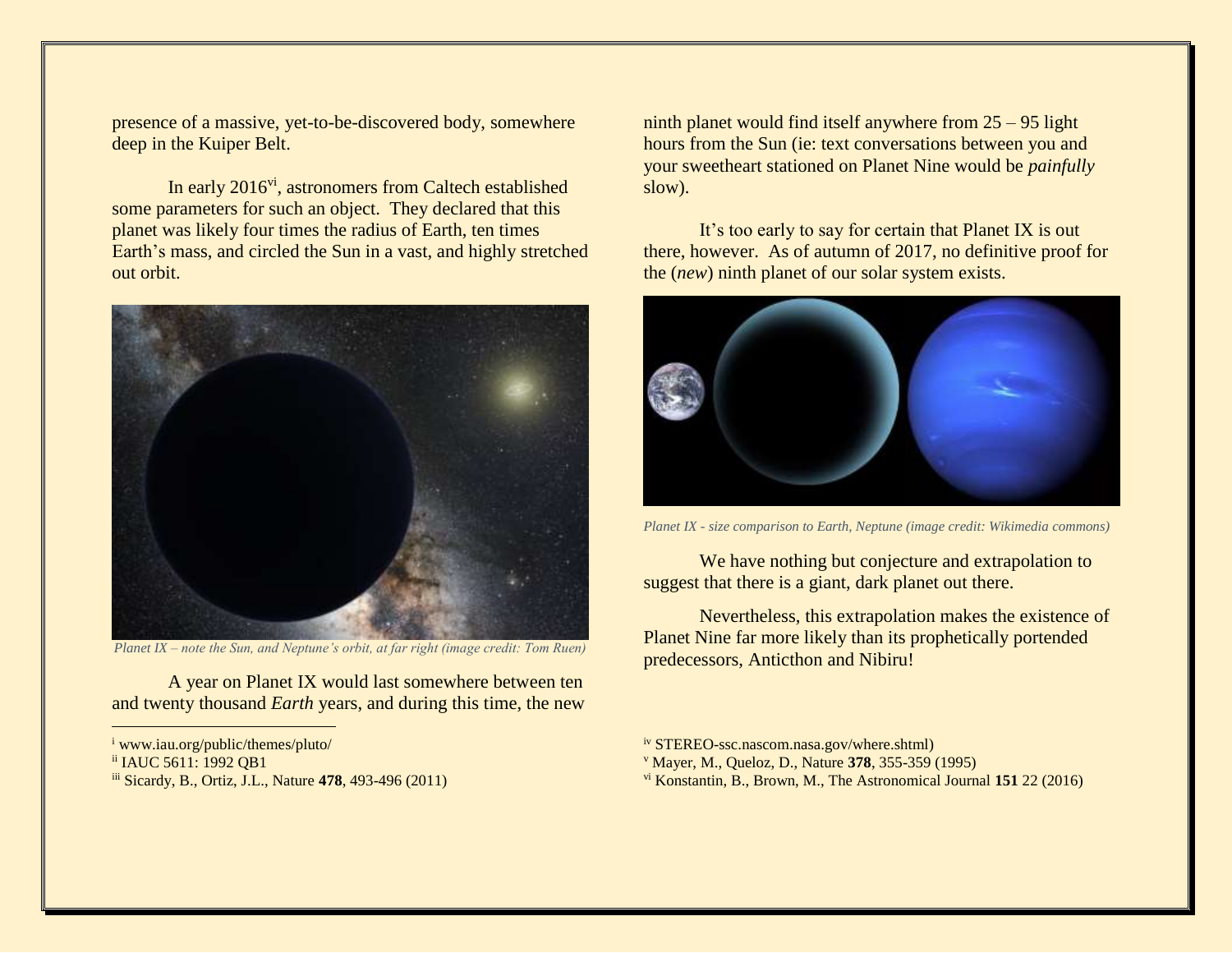presence of a massive, yet-to-be-discovered body, somewhere deep in the Kuiper Belt.

In early 2016[vi], astronomers from Caltech established some parameters for such an object. They declared that this planet was likely four times the radius of Earth, ten times Earth's mass, and circled the Sun in a vast, and highly stretched out orbit.

*Planet IX – note the Sun, and Neptune's orbit, at far right (image credit: Tom Ruen)*

A year on Planet IX would last somewhere between ten and twenty thousand *Earth* years, and during this time, the new ninth planet would find itself anywhere from 25 – 95 light hours from the Sun (ie: text conversations between you and your sweetheart stationed on Planet Nine would be *painfully* slow).

It's too early to say for certain that Planet IX is out there, however. As of autumn of 2017, no definitive proof for the (*new*) ninth planet of our solar system exists.

*Planet IX - size comparison to Earth, Neptune (image credit: Wikimedia commons)*

We have nothing but conjecture and extrapolation to suggest that there is a giant, dark planet out there.

Nevertheless, this extrapolation makes the existence of Planet Nine far more likely than its prophetically portended predecessors, Anticthon and Nibiru!

---

[i] www.iau.org/public/themes/pluto/

[ii] IAUC 5611: 1992 QB1

[iii] Sicardy, B., Ortiz, J.L., Nature **478**, 493-496 (2011)

[iv] STEREO-ssc.nascom.nasa.gov/where.shtml)

[v] Mayer, M., Queloz, D., Nature **378**, 355-359 (1995)

[vi] Konstantin, B., Brown, M., The Astronomical Journal **151** 22 (2016)